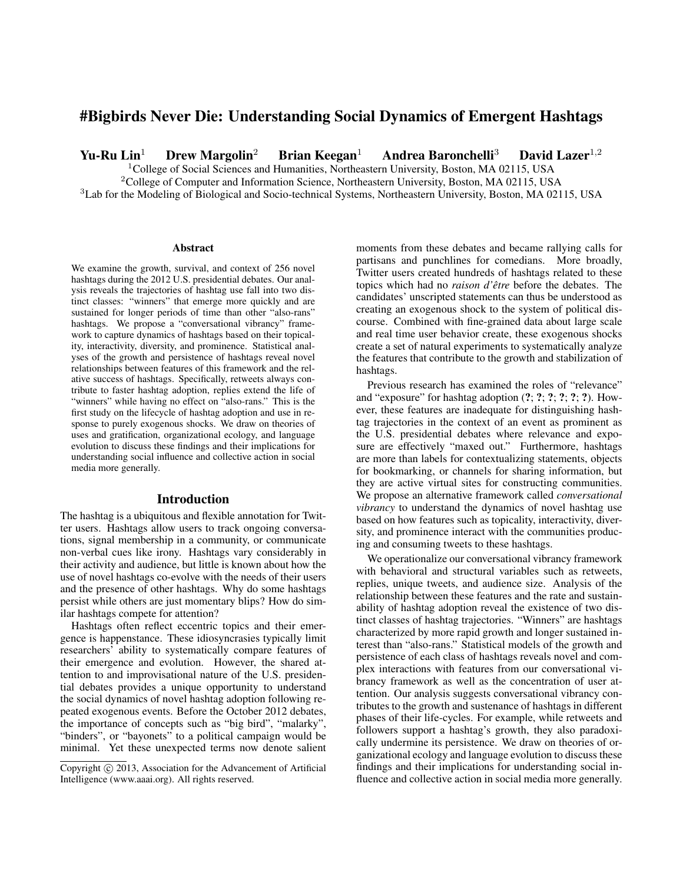# #Bigbirds Never Die: Understanding Social Dynamics of Emergent Hashtags

**Yu-Ru Lin**[1] **Drew Margolin**[2] **Brian Keegan**[1] **Andrea Baronchelli**[3] **David Lazer**[1,2]

[1]College of Social Sciences and Humanities, Northeastern University, Boston, MA 02115, USA
[2]College of Computer and Information Science, Northeastern University, Boston, MA 02115, USA
[3]Lab for the Modeling of Biological and Socio-technical Systems, Northeastern University, Boston, MA 02115, USA

## Abstract

We examine the growth, survival, and context of 256 novel hashtags during the 2012 U.S. presidential debates. Our analysis reveals the trajectories of hashtag use fall into two distinct classes: "winners" that emerge more quickly and are sustained for longer periods of time than other "also-rans" hashtags. We propose a "conversational vibrancy" framework to capture dynamics of hashtags based on their topicality, interactivity, diversity, and prominence. Statistical analyses of the growth and persistence of hashtags reveal novel relationships between features of this framework and the relative success of hashtags. Specifically, retweets always contribute to faster hashtag adoption, replies extend the life of "winners" while having no effect on "also-rans." This is the first study on the lifecycle of hashtag adoption and use in response to purely exogenous shocks. We draw on theories of uses and gratification, organizational ecology, and language evolution to discuss these findings and their implications for understanding social influence and collective action in social media more generally.

## Introduction

The hashtag is a ubiquitous and flexible annotation for Twitter users. Hashtags allow users to track ongoing conversations, signal membership in a community, or communicate non-verbal cues like irony. Hashtags vary considerably in their activity and audience, but little is known about how the use of novel hashtags co-evolve with the needs of their users and the presence of other hashtags. Why do some hashtags persist while others are just momentary blips? How do similar hashtags compete for attention?

Hashtags often reflect eccentric topics and their emergence is happenstance. These idiosyncrasies typically limit researchers' ability to systematically compare features of their emergence and evolution. However, the shared attention to and improvisational nature of the U.S. presidential debates provides a unique opportunity to understand the social dynamics of novel hashtag adoption following repeated exogenous events. Before the October 2012 debates, the importance of concepts such as "big bird", "malarky", "binders", or "bayonets" to a political campaign would be minimal. Yet these unexpected terms now denote salient moments from these debates and became rallying calls for partisans and punchlines for comedians. More broadly, Twitter users created hundreds of hashtags related to these topics which had no *raison d'être* before the debates. The candidates' unscripted statements can thus be understood as creating an exogenous shock to the system of political discourse. Combined with fine-grained data about large scale and real time user behavior create, these exogenous shocks create a set of natural experiments to systematically analyze the features that contribute to the growth and stabilization of hashtags.

Previous research has examined the roles of "relevance" and "exposure" for hashtag adoption (**?**; **?**; **?**; **?**; **?**; **?**). However, these features are inadequate for distinguishing hashtag trajectories in the context of an event as prominent as the U.S. presidential debates where relevance and exposure are effectively "maxed out." Furthermore, hashtags are more than labels for contextualizing statements, objects for bookmarking, or channels for sharing information, but they are active virtual sites for constructing communities. We propose an alternative framework called *conversational vibrancy* to understand the dynamics of novel hashtag use based on how features such as topicality, interactivity, diversity, and prominence interact with the communities producing and consuming tweets to these hashtags.

We operationalize our conversational vibrancy framework with behavioral and structural variables such as retweets, replies, unique tweets, and audience size. Analysis of the relationship between these features and the rate and sustainability of hashtag adoption reveal the existence of two distinct classes of hashtag trajectories. "Winners" are hashtags characterized by more rapid growth and longer sustained interest than "also-rans." Statistical models of the growth and persistence of each class of hashtags reveals novel and complex interactions with features from our conversational vibrancy framework as well as the concentration of user attention. Our analysis suggests conversational vibrancy contributes to the growth and sustenance of hashtags in different phases of their life-cycles. For example, while retweets and followers support a hashtag's growth, they also paradoxically undermine its persistence. We draw on theories of organizational ecology and language evolution to discuss these findings and their implications for understanding social influence and collective action in social media more generally.

Copyright © 2013, Association for the Advancement of Artificial Intelligence (www.aaai.org). All rights reserved.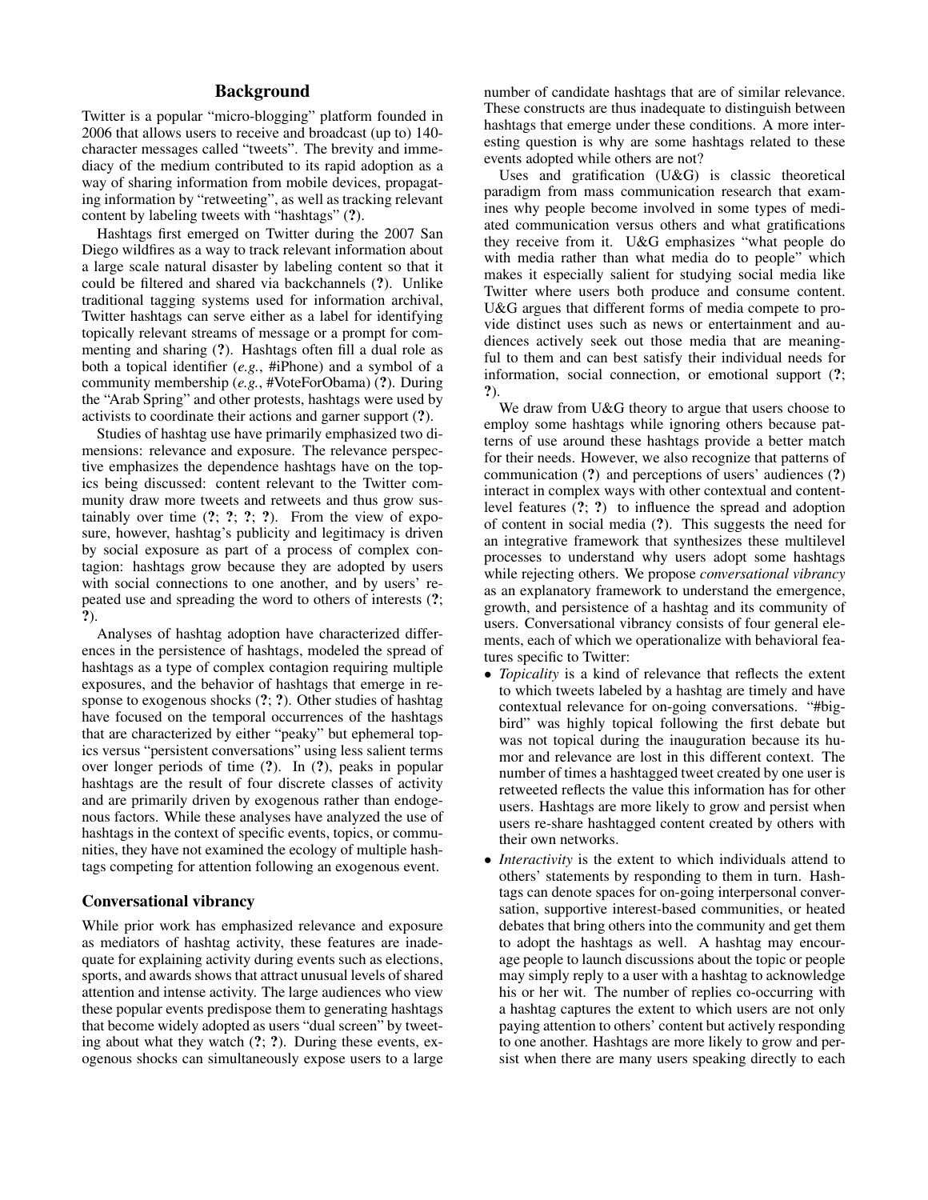## Background

Twitter is a popular "micro-blogging" platform founded in 2006 that allows users to receive and broadcast (up to) 140-character messages called "tweets". The brevity and immediacy of the medium contributed to its rapid adoption as a way of sharing information from mobile devices, propagating information by "retweeting", as well as tracking relevant content by labeling tweets with "hashtags" (?).

Hashtags first emerged on Twitter during the 2007 San Diego wildfires as a way to track relevant information about a large scale natural disaster by labeling content so that it could be filtered and shared via backchannels (?). Unlike traditional tagging systems used for information archival, Twitter hashtags can serve either as a label for identifying topically relevant streams of message or a prompt for commenting and sharing (?). Hashtags often fill a dual role as both a topical identifier (*e.g.*, #iPhone) and a symbol of a community membership (*e.g.*, #VoteForObama) (?). During the "Arab Spring" and other protests, hashtags were used by activists to coordinate their actions and garner support (?).

Studies of hashtag use have primarily emphasized two dimensions: relevance and exposure. The relevance perspective emphasizes the dependence hashtags have on the topics being discussed: content relevant to the Twitter community draw more tweets and retweets and thus grow sustainably over time (?; ?; ?; ?). From the view of exposure, however, hashtag's publicity and legitimacy is driven by social exposure as part of a process of complex contagion: hashtags grow because they are adopted by users with social connections to one another, and by users' repeated use and spreading the word to others of interests (?; ?).

Analyses of hashtag adoption have characterized differences in the persistence of hashtags, modeled the spread of hashtags as a type of complex contagion requiring multiple exposures, and the behavior of hashtags that emerge in response to exogenous shocks (?; ?). Other studies of hashtag have focused on the temporal occurrences of the hashtags that are characterized by either "peaky" but ephemeral topics versus "persistent conversations" using less salient terms over longer periods of time (?). In (?), peaks in popular hashtags are the result of four discrete classes of activity and are primarily driven by exogenous rather than endogenous factors. While these analyses have analyzed the use of hashtags in the context of specific events, topics, or communities, they have not examined the ecology of multiple hashtags competing for attention following an exogenous event.

### Conversational vibrancy

While prior work has emphasized relevance and exposure as mediators of hashtag activity, these features are inadequate for explaining activity during events such as elections, sports, and awards shows that attract unusual levels of shared attention and intense activity. The large audiences who view these popular events predispose them to generating hashtags that become widely adopted as users "dual screen" by tweeting about what they watch (?; ?). During these events, exogenous shocks can simultaneously expose users to a large number of candidate hashtags that are of similar relevance. These constructs are thus inadequate to distinguish between hashtags that emerge under these conditions. A more interesting question is why are some hashtags related to these events adopted while others are not?

Uses and gratification (U&G) is classic theoretical paradigm from mass communication research that examines why people become involved in some types of mediated communication versus others and what gratifications they receive from it. U&G emphasizes "what people do with media rather than what media do to people" which makes it especially salient for studying social media like Twitter where users both produce and consume content. U&G argues that different forms of media compete to provide distinct uses such as news or entertainment and audiences actively seek out those media that are meaningful to them and can best satisfy their individual needs for information, social connection, or emotional support (?; ?).

We draw from U&G theory to argue that users choose to employ some hashtags while ignoring others because patterns of use around these hashtags provide a better match for their needs. However, we also recognize that patterns of communication (?) and perceptions of users' audiences (?) interact in complex ways with other contextual and content-level features (?; ?) to influence the spread and adoption of content in social media (?). This suggests the need for an integrative framework that synthesizes these multilevel processes to understand why users adopt some hashtags while rejecting others. We propose *conversational vibrancy* as an explanatory framework to understand the emergence, growth, and persistence of a hashtag and its community of users. Conversational vibrancy consists of four general elements, each of which we operationalize with behavioral features specific to Twitter:

- *Topicality* is a kind of relevance that reflects the extent to which tweets labeled by a hashtag are timely and have contextual relevance for on-going conversations. "#bigbird" was highly topical following the first debate but was not topical during the inauguration because its humor and relevance are lost in this different context. The number of times a hashtagged tweet created by one user is retweeted reflects the value this information has for other users. Hashtags are more likely to grow and persist when users re-share hashtagged content created by others with their own networks.
- *Interactivity* is the extent to which individuals attend to others' statements by responding to them in turn. Hashtags can denote spaces for on-going interpersonal conversation, supportive interest-based communities, or heated debates that bring others into the community and get them to adopt the hashtags as well. A hashtag may encourage people to launch discussions about the topic or people may simply reply to a user with a hashtag to acknowledge his or her wit. The number of replies co-occurring with a hashtag captures the extent to which users are not only paying attention to others' content but actively responding to one another. Hashtags are more likely to grow and persist when there are many users speaking directly to each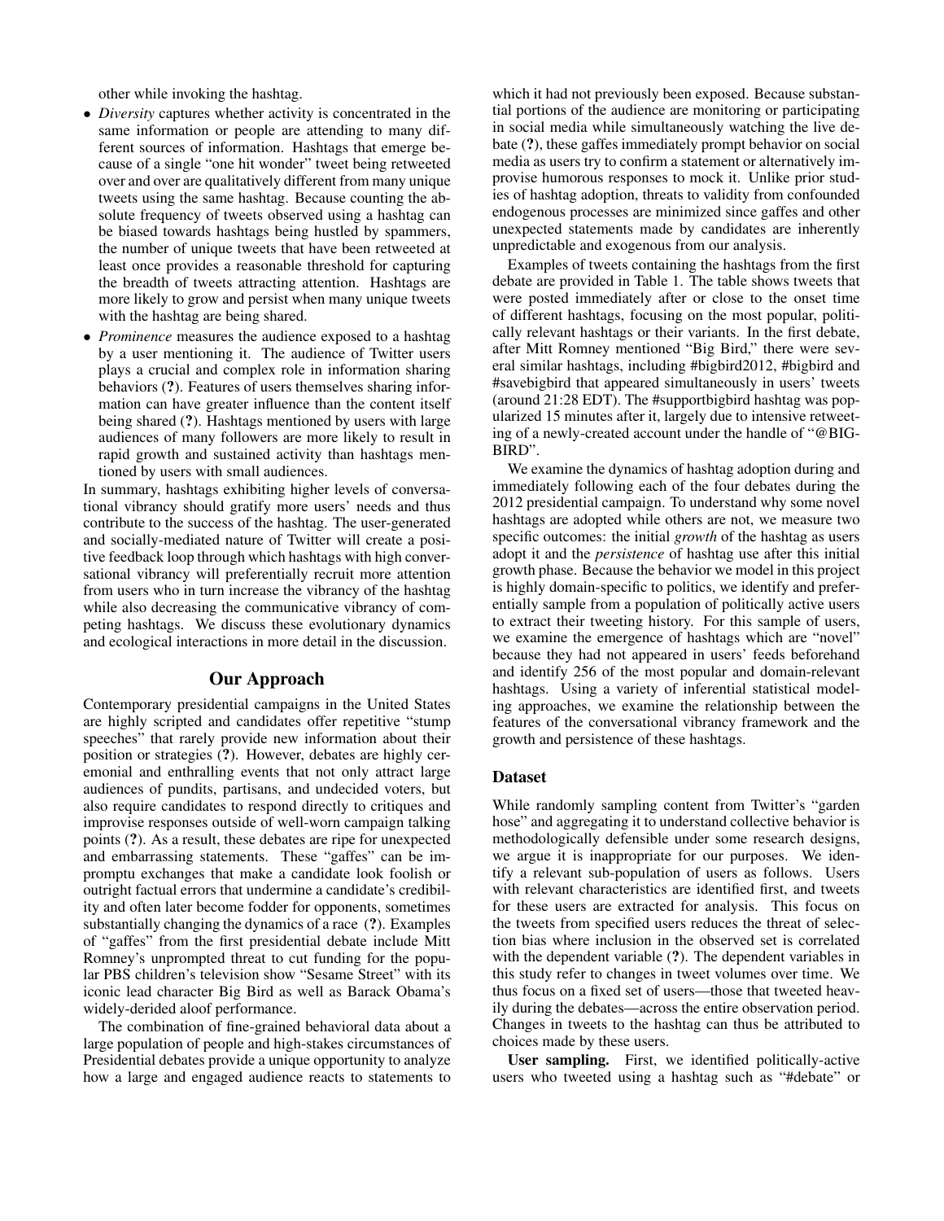other while invoking the hashtag.

- *Diversity* captures whether activity is concentrated in the same information or people are attending to many different sources of information. Hashtags that emerge because of a single "one hit wonder" tweet being retweeted over and over are qualitatively different from many unique tweets using the same hashtag. Because counting the absolute frequency of tweets observed using a hashtag can be biased towards hashtags being hustled by spammers, the number of unique tweets that have been retweeted at least once provides a reasonable threshold for capturing the breadth of tweets attracting attention. Hashtags are more likely to grow and persist when many unique tweets with the hashtag are being shared.
- *Prominence* measures the audience exposed to a hashtag by a user mentioning it. The audience of Twitter users plays a crucial and complex role in information sharing behaviors (?). Features of users themselves sharing information can have greater influence than the content itself being shared (?). Hashtags mentioned by users with large audiences of many followers are more likely to result in rapid growth and sustained activity than hashtags mentioned by users with small audiences.

In summary, hashtags exhibiting higher levels of conversational vibrancy should gratify more users' needs and thus contribute to the success of the hashtag. The user-generated and socially-mediated nature of Twitter will create a positive feedback loop through which hashtags with high conversational vibrancy will preferentially recruit more attention from users who in turn increase the vibrancy of the hashtag while also decreasing the communicative vibrancy of competing hashtags. We discuss these evolutionary dynamics and ecological interactions in more detail in the discussion.

## Our Approach

Contemporary presidential campaigns in the United States are highly scripted and candidates offer repetitive "stump speeches" that rarely provide new information about their position or strategies (?). However, debates are highly ceremonial and enthralling events that not only attract large audiences of pundits, partisans, and undecided voters, but also require candidates to respond directly to critiques and improvise responses outside of well-worn campaign talking points (?). As a result, these debates are ripe for unexpected and embarrassing statements. These "gaffes" can be impromptu exchanges that make a candidate look foolish or outright factual errors that undermine a candidate's credibility and often later become fodder for opponents, sometimes substantially changing the dynamics of a race (?). Examples of "gaffes" from the first presidential debate include Mitt Romney's unprompted threat to cut funding for the popular PBS children's television show "Sesame Street" with its iconic lead character Big Bird as well as Barack Obama's widely-derided aloof performance.

The combination of fine-grained behavioral data about a large population of people and high-stakes circumstances of Presidential debates provide a unique opportunity to analyze how a large and engaged audience reacts to statements to which it had not previously been exposed. Because substantial portions of the audience are monitoring or participating in social media while simultaneously watching the live debate (?), these gaffes immediately prompt behavior on social media as users try to confirm a statement or alternatively improvise humorous responses to mock it. Unlike prior studies of hashtag adoption, threats to validity from confounded endogenous processes are minimized since gaffes and other unexpected statements made by candidates are inherently unpredictable and exogenous from our analysis.

Examples of tweets containing the hashtags from the first debate are provided in Table 1. The table shows tweets that were posted immediately after or close to the onset time of different hashtags, focusing on the most popular, politically relevant hashtags or their variants. In the first debate, after Mitt Romney mentioned "Big Bird," there were several similar hashtags, including #bigbird2012, #bigbird and #savebigbird that appeared simultaneously in users' tweets (around 21:28 EDT). The #supportbigbird hashtag was popularized 15 minutes after it, largely due to intensive retweeting of a newly-created account under the handle of "@BIGBIRD".

We examine the dynamics of hashtag adoption during and immediately following each of the four debates during the 2012 presidential campaign. To understand why some novel hashtags are adopted while others are not, we measure two specific outcomes: the initial *growth* of the hashtag as users adopt it and the *persistence* of hashtag use after this initial growth phase. Because the behavior we model in this project is highly domain-specific to politics, we identify and preferentially sample from a population of politically active users to extract their tweeting history. For this sample of users, we examine the emergence of hashtags which are "novel" because they had not appeared in users' feeds beforehand and identify 256 of the most popular and domain-relevant hashtags. Using a variety of inferential statistical modeling approaches, we examine the relationship between the features of the conversational vibrancy framework and the growth and persistence of these hashtags.

### Dataset

While randomly sampling content from Twitter's "garden hose" and aggregating it to understand collective behavior is methodologically defensible under some research designs, we argue it is inappropriate for our purposes. We identify a relevant sub-population of users as follows. Users with relevant characteristics are identified first, and tweets for these users are extracted for analysis. This focus on the tweets from specified users reduces the threat of selection bias where inclusion in the observed set is correlated with the dependent variable (?). The dependent variables in this study refer to changes in tweet volumes over time. We thus focus on a fixed set of users—those that tweeted heavily during the debates—across the entire observation period. Changes in tweets to the hashtag can thus be attributed to choices made by these users.

**User sampling.** First, we identified politically-active users who tweeted using a hashtag such as "#debate" or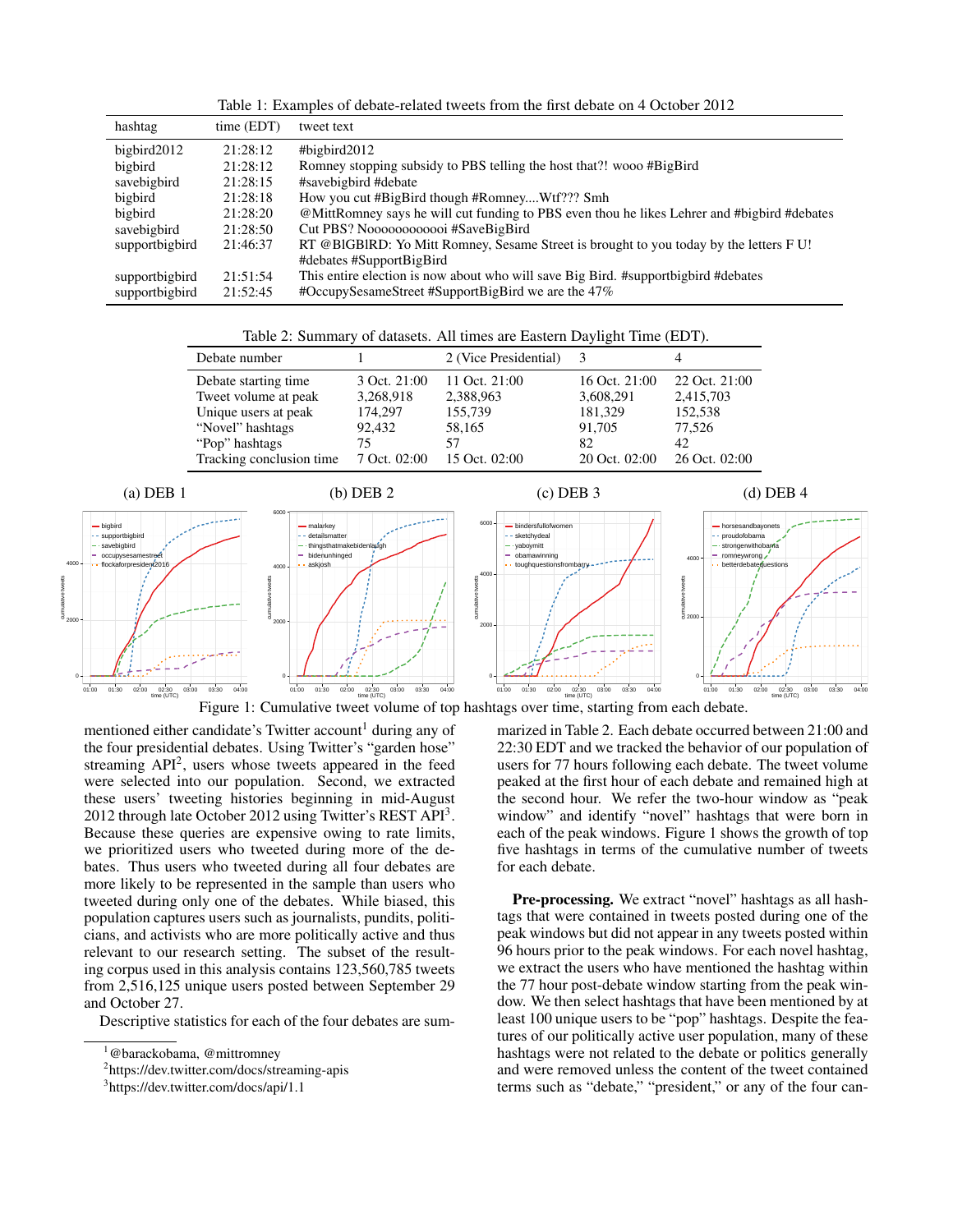Table 1: Examples of debate-related tweets from the first debate on 4 October 2012

| hashtag | time (EDT) | tweet text |
|---|---|---|
| bigbird2012 | 21:28:12 | #bigbird2012 |
| bigbird | 21:28:12 | Romney stopping subsidy to PBS telling the host that?! wooo #BigBird |
| savebigbird | 21:28:15 | #savebigbird #debate |
| bigbird | 21:28:18 | How you cut #BigBird though #Romney....Wtf??? Smh |
| bigbird | 21:28:20 | @MittRomney says he will cut funding to PBS even thou he likes Lehrer and #bigbird #debates |
| savebigbird | 21:28:50 | Cut PBS? Noooooooooooi #SaveBigBird |
| supportbigbird | 21:46:37 | RT @BIGBIRD: Yo Mitt Romney, Sesame Street is brought to you today by the letters F U! #debates #SupportBigBird |
| supportbigbird | 21:51:54 | This entire election is now about who will save Big Bird. #supportbigbird #debates |
| supportbigbird | 21:52:45 | #OccupySesameStreet #SupportBigBird we are the 47% |

Table 2: Summary of datasets. All times are Eastern Daylight Time (EDT).

| Debate number | 1 | 2 (Vice Presidential) | 3 | 4 |
|---|---|---|---|---|
| Debate starting time | 3 Oct. 21:00 | 11 Oct. 21:00 | 16 Oct. 21:00 | 22 Oct. 21:00 |
| Tweet volume at peak | 3,268,918 | 2,388,963 | 3,608,291 | 2,415,703 |
| Unique users at peak | 174,297 | 155,739 | 181,329 | 152,538 |
| "Novel" hashtags | 92,432 | 58,165 | 91,705 | 77,526 |
| "Pop" hashtags | 75 | 57 | 82 | 42 |
| Tracking conclusion time | 7 Oct. 02:00 | 15 Oct. 02:00 | 20 Oct. 02:00 | 26 Oct. 02:00 |

Figure 1: Cumulative tweet volume of top hashtags over time, starting from each debate. (a) DEB 1 (b) DEB 2 (c) DEB 3 (d) DEB 4

mentioned either candidate's Twitter account[1] during any of the four presidential debates. Using Twitter's "garden hose" streaming API[2], users whose tweets appeared in the feed were selected into our population. Second, we extracted these users' tweeting histories beginning in mid-August 2012 through late October 2012 using Twitter's REST API[3]. Because these queries are expensive owing to rate limits, we prioritized users who tweeted during more of the debates. Thus users who tweeted during all four debates are more likely to be represented in the sample than users who tweeted during only one of the debates. While biased, this population captures users such as journalists, pundits, politicians, and activists who are more politically active and thus relevant to our research setting. The subset of the resulting corpus used in this analysis contains 123,560,785 tweets from 2,516,125 unique users posted between September 29 and October 27.

Descriptive statistics for each of the four debates are summarized in Table 2. Each debate occurred between 21:00 and 22:30 EDT and we tracked the behavior of our population of users for 77 hours following each debate. The tweet volume peaked at the first hour of each debate and remained high at the second hour. We refer the two-hour window as "peak window" and identify "novel" hashtags that were born in each of the peak windows. Figure 1 shows the growth of top five hashtags in terms of the cumulative number of tweets for each debate.

**Pre-processing.** We extract "novel" hashtags as all hashtags that were contained in tweets posted during one of the peak windows but did not appear in any tweets posted within 96 hours prior to the peak windows. For each novel hashtag, we extract the users who have mentioned the hashtag within the 77 hour post-debate window starting from the peak window. We then select hashtags that have been mentioned by at least 100 unique users to be "pop" hashtags. Despite the features of our politically active user population, many of these hashtags were not related to the debate or politics generally and were removed unless the content of the tweet contained terms such as "debate," "president," or any of the four can-

[1] @barackobama, @mittromney

[2] https://dev.twitter.com/docs/streaming-apis

[3] https://dev.twitter.com/docs/api/1.1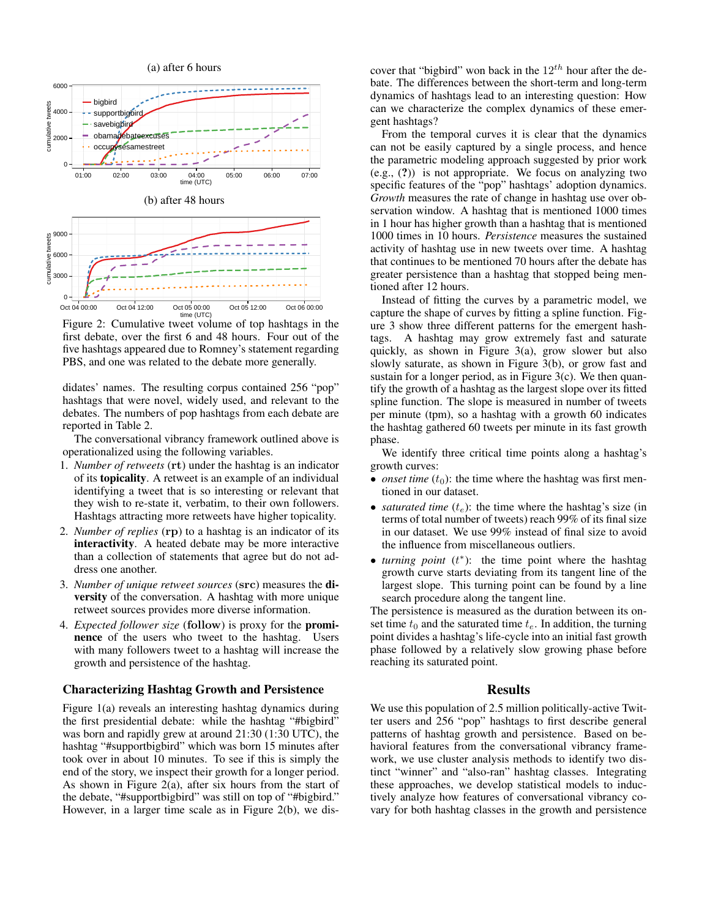Figure 2: Cumulative tweet volume of top hashtags in the first debate, over the first 6 and 48 hours. Four out of the five hashtags appeared due to Romney's statement regarding PBS, and one was related to the debate more generally.

didates' names. The resulting corpus contained 256 "pop" hashtags that were novel, widely used, and relevant to the debates. The numbers of pop hashtags from each debate are reported in Table 2.

The conversational vibrancy framework outlined above is operationalized using the following variables.

1. *Number of retweets* (**rt**) under the hashtag is an indicator of its **topicality**. A retweet is an example of an individual identifying a tweet that is so interesting or relevant that they wish to re-state it, verbatim, to their own followers. Hashtags attracting more retweets have higher topicality.
2. *Number of replies* (**rp**) to a hashtag is an indicator of its **interactivity**. A heated debate may be more interactive than a collection of statements that agree but do not address one another.
3. *Number of unique retweet sources* (**src**) measures the **diversity** of the conversation. A hashtag with more unique retweet sources provides more diverse information.
4. *Expected follower size* (**follow**) is proxy for the **prominence** of the users who tweet to the hashtag. Users with many followers tweet to a hashtag will increase the growth and persistence of the hashtag.

### Characterizing Hashtag Growth and Persistence

Figure 1(a) reveals an interesting hashtag dynamics during the first presidential debate: while the hashtag "#bigbird" was born and rapidly grew at around 21:30 (1:30 UTC), the hashtag "#supportbigbird" which was born 15 minutes after took over in about 10 minutes. To see if this is simply the end of the story, we inspect their growth for a longer period. As shown in Figure 2(a), after six hours from the start of the debate, "#supportbigbird" was still on top of "#bigbird." However, in a larger time scale as in Figure 2(b), we discover that "bigbird" won back in the $12^{th}$ hour after the debate. The differences between the short-term and long-term dynamics of hashtags lead to an interesting question: How can we characterize the complex dynamics of these emergent hashtags?

From the temporal curves it is clear that the dynamics can not be easily captured by a single process, and hence the parametric modeling approach suggested by prior work (e.g., (?)) is not appropriate. We focus on analyzing two specific features of the "pop" hashtags' adoption dynamics. *Growth* measures the rate of change in hashtag use over observation window. A hashtag that is mentioned 1000 times in 1 hour has higher growth than a hashtag that is mentioned 1000 times in 10 hours. *Persistence* measures the sustained activity of hashtag use in new tweets over time. A hashtag that continues to be mentioned 70 hours after the debate has greater persistence than a hashtag that stopped being mentioned after 12 hours.

Instead of fitting the curves by a parametric model, we capture the shape of curves by fitting a spline function. Figure 3 show three different patterns for the emergent hashtags. A hashtag may grow extremely fast and saturate quickly, as shown in Figure 3(a), grow slower but also slowly saturate, as shown in Figure 3(b), or grow fast and sustain for a longer period, as in Figure 3(c). We then quantify the growth of a hashtag as the largest slope over its fitted spline function. The slope is measured in number of tweets per minute (tpm), so a hashtag with a growth 60 indicates the hashtag gathered 60 tweets per minute in its fast growth phase.

We identify three critical time points along a hashtag's growth curves:

- *onset time* ($t_0$): the time where the hashtag was first mentioned in our dataset.
- *saturated time* ($t_e$): the time where the hashtag's size (in terms of total number of tweets) reach 99% of its final size in our dataset. We use 99% instead of final size to avoid the influence from miscellaneous outliers.
- *turning point* ($t^*$): the time point where the hashtag growth curve starts deviating from its tangent line of the largest slope. This turning point can be found by a line search procedure along the tangent line.

The persistence is measured as the duration between its onset time $t_0$ and the saturated time $t_e$. In addition, the turning point divides a hashtag's life-cycle into an initial fast growth phase followed by a relatively slow growing phase before reaching its saturated point.

## Results

We use this population of 2.5 million politically-active Twitter users and 256 "pop" hashtags to first describe general patterns of hashtag growth and persistence. Based on behavioral features from the conversational vibrancy framework, we use cluster analysis methods to identify two distinct "winner" and "also-ran" hashtag classes. Integrating these approaches, we develop statistical models to inductively analyze how features of conversational vibrancy covary for both hashtag classes in the growth and persistence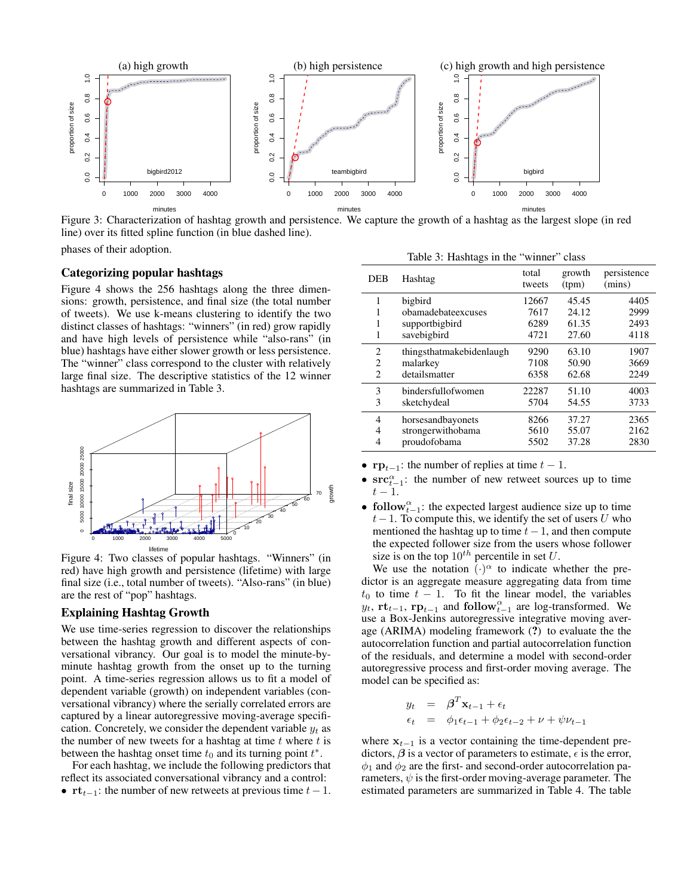Figure 3: Characterization of hashtag growth and persistence. We capture the growth of a hashtag as the largest slope (in red line) over its fitted spline function (in blue dashed line).

phases of their adoption.

## Categorizing popular hashtags

Figure 4 shows the 256 hashtags along the three dimensions: growth, persistence, and final size (the total number of tweets). We use k-means clustering to identify the two distinct classes of hashtags: "winners" (in red) grow rapidly and have high levels of persistence while "also-rans" (in blue) hashtags have either slower growth or less persistence. The "winner" class correspond to the cluster with relatively large final size. The descriptive statistics of the 12 winner hashtags are summarized in Table 3.

Figure 4: Two classes of popular hashtags. "Winners" (in red) have high growth and persistence (lifetime) with large final size (i.e., total number of tweets). "Also-rans" (in blue) are the rest of "pop" hashtags.

## Explaining Hashtag Growth

We use time-series regression to discover the relationships between the hashtag growth and different aspects of conversational vibrancy. Our goal is to model the minute-by-minute hashtag growth from the onset up to the turning point. A time-series regression allows us to fit a model of dependent variable (growth) on independent variables (conversational vibrancy) where the serially correlated errors are captured by a linear autoregressive moving-average specification. Concretely, we consider the dependent variable $y_t$ as the number of new tweets for a hashtag at time $t$ where $t$ is between the hashtag onset time $t_0$ and its turning point $t^*$.

For each hashtag, we include the following predictors that reflect its associated conversational vibrancy and a control:

- $\mathbf{rt}_{t-1}$: the number of new retweets at previous time $t-1$.

Table 3: Hashtags in the "winner" class

| DEB | Hashtag | total tweets | growth (tpm) | persistence (mins) |
|---|---|---|---|---|
| 1 | bigbird | 12667 | 45.45 | 4405 |
| 1 | obamadebateexcuses | 7617 | 24.12 | 2999 |
| 1 | supportbigbird | 6289 | 61.35 | 2493 |
| 1 | savebigbird | 4721 | 27.60 | 4118 |
| 2 | thingsthatmakebidenlaugh | 9290 | 63.10 | 1907 |
| 2 | malarkey | 7108 | 50.90 | 3669 |
| 2 | detailsmatter | 6358 | 62.68 | 2249 |
| 3 | bindersfullofwomen | 22287 | 51.10 | 4003 |
| 3 | sketchydeal | 5704 | 54.55 | 3733 |
| 4 | horsesandbayonets | 8266 | 37.27 | 2365 |
| 4 | strongerwithobama | 5610 | 55.07 | 2162 |
| 4 | proudofobama | 5502 | 37.28 | 2830 |

- $\mathbf{rp}_{t-1}$: the number of replies at time $t-1$.
- $\mathbf{src}^{\alpha}_{t-1}$: the number of new retweet sources up to time $t-1$.
- $\mathbf{follow}^{\alpha}_{t-1}$: the expected largest audience size up to time $t-1$. To compute this, we identify the set of users $U$ who mentioned the hashtag up to time $t-1$, and then compute the expected follower size from the users whose follower size is on the top $10^{th}$ percentile in set $U$.

We use the notation $(\cdot)^{\alpha}$ to indicate whether the predictor is an aggregate measure aggregating data from time $t_0$ to time $t-1$. To fit the linear model, the variables $y_t$, $\mathbf{rt}_{t-1}$, $\mathbf{rp}_{t-1}$ and $\mathbf{follow}^{\alpha}_{t-1}$ are log-transformed. We use a Box-Jenkins autoregressive integrative moving average (ARIMA) modeling framework (**?**) to evaluate the the autocorrelation function and partial autocorrelation function of the residuals, and determine a model with second-order autoregressive process and first-order moving average. The model can be specified as:

$$
\begin{aligned}
y_t &= \boldsymbol{\beta}^T \mathbf{x}_{t-1} + \epsilon_t \\
\epsilon_t &= \phi_1 \epsilon_{t-1} + \phi_2 \epsilon_{t-2} + \nu + \psi \nu_{t-1}
\end{aligned}
$$

where $\mathbf{x}_{t-1}$ is a vector containing the time-dependent predictors, $\boldsymbol{\beta}$ is a vector of parameters to estimate, $\epsilon$ is the error, $\phi_1$ and $\phi_2$ are the first- and second-order autocorrelation parameters, $\psi$ is the first-order moving-average parameter. The estimated parameters are summarized in Table 4. The table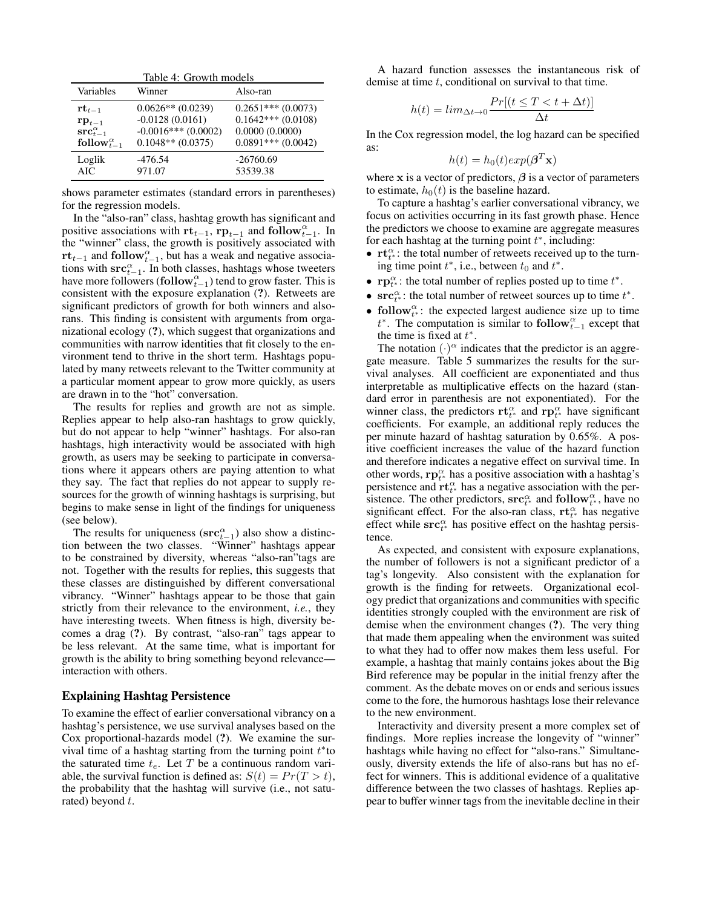Table 4: Growth models

| Variables | Winner | Also-ran |
|---|---|---|
| $\mathbf{rt}_{t-1}$ | 0.0626** (0.0239) | 0.2651*** (0.0073) |
| $\mathbf{rp}_{t-1}$ | -0.0128 (0.0161) | 0.1642*** (0.0108) |
| $\mathbf{src}^{\alpha}_{t-1}$ | -0.0016*** (0.0002) | 0.0000 (0.0000) |
| $\mathbf{follow}^{\alpha}_{t-1}$ | 0.1048** (0.0375) | 0.0891*** (0.0042) |
| Loglik | -476.54 | -26760.69 |
| AIC | 971.07 | 53539.38 |

shows parameter estimates (standard errors in parentheses) for the regression models.

In the "also-ran" class, hashtag growth has significant and positive associations with $\mathbf{rt}_{t-1}$, $\mathbf{rp}_{t-1}$ and $\mathbf{follow}^{\alpha}_{t-1}$. In the "winner" class, the growth is positively associated with $\mathbf{rt}_{t-1}$ and $\mathbf{follow}^{\alpha}_{t-1}$, but has a weak and negative associations with $\mathbf{src}^{\alpha}_{t-1}$. In both classes, hashtags whose tweeters have more followers ($\mathbf{follow}^{\alpha}_{t-1}$) tend to grow faster. This is consistent with the exposure explanation (?). Retweets are significant predictors of growth for both winners and also-rans. This finding is consistent with arguments from organizational ecology (?), which suggest that organizations and communities with narrow identities that fit closely to the environment tend to thrive in the short term. Hashtags populated by many retweets relevant to the Twitter community at a particular moment appear to grow more quickly, as users are drawn in to the "hot" conversation.

The results for replies and growth are not as simple. Replies appear to help also-ran hashtags to grow quickly, but do not appear to help "winner" hashtags. For also-ran hashtags, high interactivity would be associated with high growth, as users may be seeking to participate in conversations where it appears others are paying attention to what they say. The fact that replies do not appear to supply resources for the growth of winning hashtags is surprising, but begins to make sense in light of the findings for uniqueness (see below).

The results for uniqueness ($\mathbf{src}^{\alpha}_{t-1}$) also show a distinction between the two classes. "Winner" hashtags appear to be constrained by diversity, whereas "also-ran"tags are not. Together with the results for replies, this suggests that these classes are distinguished by different conversational vibrancy. "Winner" hashtags appear to be those that gain strictly from their relevance to the environment, *i.e.*, they have interesting tweets. When fitness is high, diversity becomes a drag (?). By contrast, "also-ran" tags appear to be less relevant. At the same time, what is important for growth is the ability to bring something beyond relevance—interaction with others.

## Explaining Hashtag Persistence

To examine the effect of earlier conversational vibrancy on a hashtag's persistence, we use survival analyses based on the Cox proportional-hazards model (?). We examine the survival time of a hashtag starting from the turning point $t^*$to the saturated time $t_e$. Let $T$ be a continuous random variable, the survival function is defined as: $S(t) = Pr(T > t)$, the probability that the hashtag will survive (i.e., not saturated) beyond $t$.

A hazard function assesses the instantaneous risk of demise at time $t$, conditional on survival to that time.

$$h(t) = lim_{\Delta t \to 0} \frac{Pr[(t \leq T < t + \Delta t)]}{\Delta t}$$

In the Cox regression model, the log hazard can be specified as:

$$h(t) = h_0(t) exp(\boldsymbol{\beta}^T \mathbf{x})$$

where $\mathbf{x}$ is a vector of predictors, $\boldsymbol{\beta}$ is a vector of parameters to estimate, $h_0(t)$ is the baseline hazard.

To capture a hashtag's earlier conversational vibrancy, we focus on activities occurring in its fast growth phase. Hence the predictors we choose to examine are aggregate measures for each hashtag at the turning point $t^*$, including:

- $\mathbf{rt}^{\alpha}_{t^*}$: the total number of retweets received up to the turning time point $t^*$, i.e., between $t_0$ and $t^*$.
- $\mathbf{rp}^{\alpha}_{t^*}$: the total number of replies posted up to time $t^*$.
- $\mathbf{src}^{\alpha}_{t^*}$: the total number of retweet sources up to time $t^*$.
- $\mathbf{follow}^{\alpha}_{t^*}$: the expected largest audience size up to time $t^*$. The computation is similar to $\mathbf{follow}^{\alpha}_{t-1}$ except that the time is fixed at $t^*$.

The notation $(\cdot)^{\alpha}$ indicates that the predictor is an aggregate measure. Table 5 summarizes the results for the survival analyses. All coefficient are exponentiated and thus interpretable as multiplicative effects on the hazard (standard error in parenthesis are not exponentiated). For the winner class, the predictors $\mathbf{rt}^{\alpha}_{t^*}$ and $\mathbf{rp}^{\alpha}_{t^*}$ have significant coefficients. For example, an additional reply reduces the per minute hazard of hashtag saturation by 0.65%. A positive coefficient increases the value of the hazard function and therefore indicates a negative effect on survival time. In other words, $\mathbf{rp}^{\alpha}_{t^*}$ has a positive association with a hashtag's persistence and $\mathbf{rt}^{\alpha}_{t^*}$ has a negative association with the persistence. The other predictors, $\mathbf{src}^{\alpha}_{t^*}$ and $\mathbf{follow}^{\alpha}_{t^*}$, have no significant effect. For the also-ran class, $\mathbf{rt}^{\alpha}_{t^*}$ has negative effect while $\mathbf{src}^{\alpha}_{t^*}$ has positive effect on the hashtag persistence.

As expected, and consistent with exposure explanations, the number of followers is not a significant predictor of a tag's longevity. Also consistent with the explanation for growth is the finding for retweets. Organizational ecology predict that organizations and communities with specific identities strongly coupled with the environment are risk of demise when the environment changes (?). The very thing that made them appealing when the environment was suited to what they had to offer now makes them less useful. For example, a hashtag that mainly contains jokes about the Big Bird reference may be popular in the initial frenzy after the comment. As the debate moves on or ends and serious issues come to the fore, the humorous hashtags lose their relevance to the new environment.

Interactivity and diversity present a more complex set of findings. More replies increase the longevity of "winner" hashtags while having no effect for "also-rans." Simultaneously, diversity extends the life of also-rans but has no effect for winners. This is additional evidence of a qualitative difference between the two classes of hashtags. Replies appear to buffer winner tags from the inevitable decline in their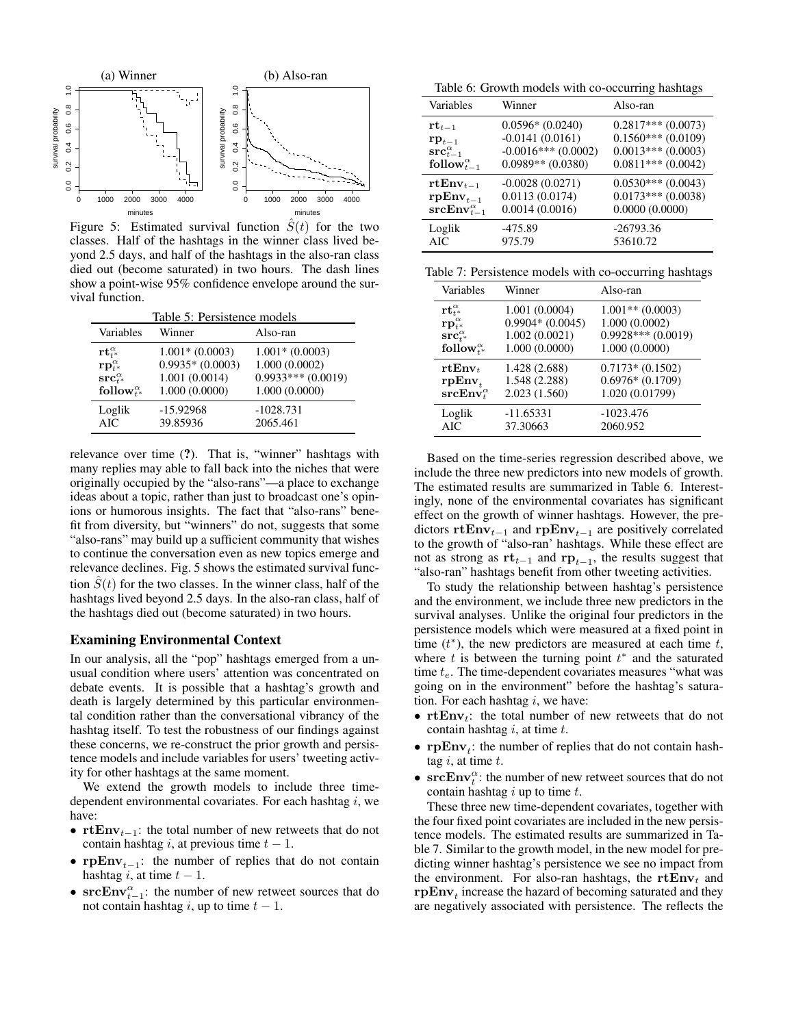Figure 5: Estimated survival function $\hat{S}(t)$ for the two classes. Half of the hashtags in the winner class lived beyond 2.5 days, and half of the hashtags in the also-ran class died out (become saturated) in two hours. The dash lines show a point-wise 95% confidence envelope around the survival function.

Table 5: Persistence models

| Variables | Winner | Also-ran |
|---|---|---|
| $\mathbf{rt}^{\alpha}_{t^*}$ | 1.001* (0.0003) | 1.001* (0.0003) |
| $\mathbf{rp}^{\alpha}_{t^*}$ | 0.9935* (0.0003) | 1.000 (0.0002) |
| $\mathbf{src}^{\alpha}_{t^*}$ | 1.001 (0.0014) | 0.9933*** (0.0019) |
| $\mathbf{follow}^{\alpha}_{t^*}$ | 1.000 (0.0000) | 1.000 (0.0000) |
| Loglik | -15.92968 | -1028.731 |
| AIC | 39.85936 | 2065.461 |

relevance over time (?). That is, "winner" hashtags with many replies may able to fall back into the niches that were originally occupied by the "also-rans"—a place to exchange ideas about a topic, rather than just to broadcast one's opinions or humorous insights. The fact that "also-rans" benefit from diversity, but "winners" do not, suggests that some "also-rans" may build up a sufficient community that wishes to continue the conversation even as new topics emerge and relevance declines. Fig. 5 shows the estimated survival function $\hat{S}(t)$ for the two classes. In the winner class, half of the hashtags lived beyond 2.5 days. In the also-ran class, half of the hashtags died out (become saturated) in two hours.

### Examining Environmental Context

In our analysis, all the "pop" hashtags emerged from a unusual condition where users' attention was concentrated on debate events. It is possible that a hashtag's growth and death is largely determined by this particular environmental condition rather than the conversational vibrancy of the hashtag itself. To test the robustness of our findings against these concerns, we re-construct the prior growth and persistence models and include variables for users' tweeting activity for other hashtags at the same moment.

We extend the growth models to include three time-dependent environmental covariates. For each hashtag $i$, we have:

- $\mathbf{rtEnv}_{t-1}$: the total number of new retweets that do not contain hashtag $i$, at previous time $t-1$.
- $\mathbf{rpEnv}_{t-1}$: the number of replies that do not contain hashtag $i$, at time $t-1$.
- $\mathbf{srcEnv}^{\alpha}_{t-1}$: the number of new retweet sources that do not contain hashtag $i$, up to time $t-1$.

Table 6: Growth models with co-occurring hashtags

| Variables | Winner | Also-ran |
|---|---|---|
| $\mathbf{rt}_{t-1}$ | 0.0596* (0.0240) | 0.2817*** (0.0073) |
| $\mathbf{rp}_{t-1}$ | -0.0141 (0.0161) | 0.1560*** (0.0109) |
| $\mathbf{src}^{\alpha}_{t-1}$ | -0.0016*** (0.0002) | 0.0013*** (0.0003) |
| $\mathbf{follow}^{\alpha}_{t-1}$ | 0.0989** (0.0380) | 0.0811*** (0.0042) |
| $\mathbf{rtEnv}_{t-1}$ | -0.0028 (0.0271) | 0.0530*** (0.0043) |
| $\mathbf{rpEnv}_{t-1}$ | 0.0113 (0.0174) | 0.0173*** (0.0038) |
| $\mathbf{srcEnv}^{\alpha}_{t-1}$ | 0.0014 (0.0016) | 0.0000 (0.0000) |
| Loglik | -475.89 | -26793.36 |
| AIC | 975.79 | 53610.72 |

Table 7: Persistence models with co-occurring hashtags

| Variables | Winner | Also-ran |
|---|---|---|
| $\mathbf{rt}^{\alpha}_{t^*}$ | 1.001 (0.0004) | 1.001** (0.0003) |
| $\mathbf{rp}^{\alpha}_{t^*}$ | 0.9904* (0.0045) | 1.000 (0.0002) |
| $\mathbf{src}^{\alpha}_{t^*}$ | 1.002 (0.0021) | 0.9928*** (0.0019) |
| $\mathbf{follow}^{\alpha}_{t^*}$ | 1.000 (0.0000) | 1.000 (0.0000) |
| $\mathbf{rtEnv}_{t}$ | 1.428 (2.688) | 0.7173* (0.1502) |
| $\mathbf{rpEnv}_{t}$ | 1.548 (2.288) | 0.6976* (0.1709) |
| $\mathbf{srcEnv}^{\alpha}_{t}$ | 2.023 (1.560) | 1.020 (0.01799) |
| Loglik | -11.65331 | -1023.476 |
| AIC | 37.30663 | 2060.952 |

Based on the time-series regression described above, we include the three new predictors into new models of growth. The estimated results are summarized in Table 6. Interestingly, none of the environmental covariates has significant effect on the growth of winner hashtags. However, the predictors $\mathbf{rtEnv}_{t-1}$ and $\mathbf{rpEnv}_{t-1}$ are positively correlated to the growth of "also-ran' hashtags. While these effect are not as strong as $\mathbf{rt}_{t-1}$ and $\mathbf{rp}_{t-1}$, the results suggest that "also-ran" hashtags benefit from other tweeting activities.

To study the relationship between hashtag's persistence and the environment, we include three new predictors in the survival analyses. Unlike the original four predictors in the persistence models which were measured at a fixed point in time ($t^*$), the new predictors are measured at each time $t$, where $t$ is between the turning point $t^*$ and the saturated time $t_e$. The time-dependent covariates measures "what was going on in the environment" before the hashtag's saturation. For each hashtag $i$, we have:

- $\mathbf{rtEnv}_{t}$: the total number of new retweets that do not contain hashtag $i$, at time $t$.
- $\mathbf{rpEnv}_{t}$: the number of replies that do not contain hashtag $i$, at time $t$.
- $\mathbf{srcEnv}^{\alpha}_{t}$: the number of new retweet sources that do not contain hashtag $i$ up to time $t$.

These three new time-dependent covariates, together with the four fixed point covariates are included in the new persistence models. The estimated results are summarized in Table 7. Similar to the growth model, in the new model for predicting winner hashtag's persistence we see no impact from the environment. For also-ran hashtags, the $\mathbf{rtEnv}_{t}$ and $\mathbf{rpEnv}_{t}$ increase the hazard of becoming saturated and they are negatively associated with persistence. The reflects the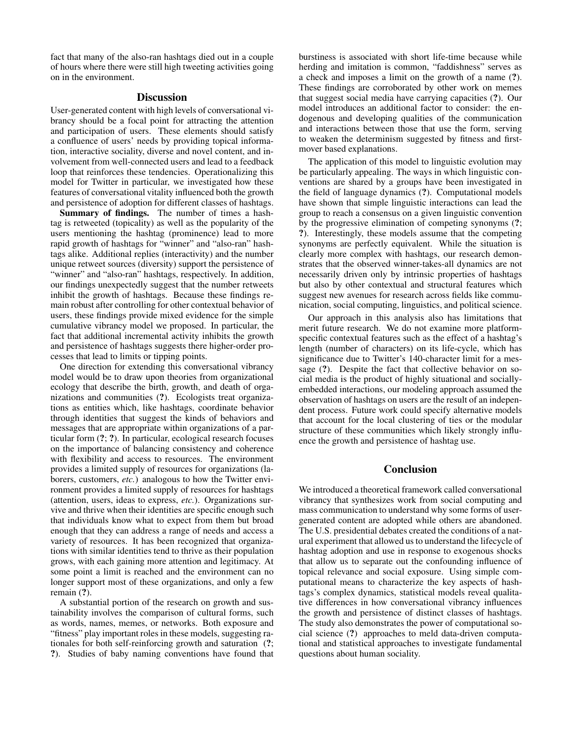fact that many of the also-ran hashtags died out in a couple of hours where there were still high tweeting activities going on in the environment.

## Discussion

User-generated content with high levels of conversational vibrancy should be a focal point for attracting the attention and participation of users. These elements should satisfy a confluence of users' needs by providing topical information, interactive sociality, diverse and novel content, and involvement from well-connected users and lead to a feedback loop that reinforces these tendencies. Operationalizing this model for Twitter in particular, we investigated how these features of conversational vitality influenced both the growth and persistence of adoption for different classes of hashtags.

**Summary of findings.** The number of times a hashtag is retweeted (topicality) as well as the popularity of the users mentioning the hashtag (prominence) lead to more rapid growth of hashtags for "winner" and "also-ran" hashtags alike. Additional replies (interactivity) and the number unique retweet sources (diversity) support the persistence of "winner" and "also-ran" hashtags, respectively. In addition, our findings unexpectedly suggest that the number retweets inhibit the growth of hashtags. Because these findings remain robust after controlling for other contextual behavior of users, these findings provide mixed evidence for the simple cumulative vibrancy model we proposed. In particular, the fact that additional incremental activity inhibits the growth and persistence of hashtags suggests there higher-order processes that lead to limits or tipping points.

One direction for extending this conversational vibrancy model would be to draw upon theories from organizational ecology that describe the birth, growth, and death of organizations and communities (**?**). Ecologists treat organizations as entities which, like hashtags, coordinate behavior through identities that suggest the kinds of behaviors and messages that are appropriate within organizations of a particular form (**?**; **?**). In particular, ecological research focuses on the importance of balancing consistency and coherence with flexibility and access to resources. The environment provides a limited supply of resources for organizations (laborers, customers, *etc.*) analogous to how the Twitter environment provides a limited supply of resources for hashtags (attention, users, ideas to express, *etc.*). Organizations survive and thrive when their identities are specific enough such that individuals know what to expect from them but broad enough that they can address a range of needs and access a variety of resources. It has been recognized that organizations with similar identities tend to thrive as their population grows, with each gaining more attention and legitimacy. At some point a limit is reached and the environment can no longer support most of these organizations, and only a few remain (**?**).

A substantial portion of the research on growth and sustainability involves the comparison of cultural forms, such as words, names, memes, or networks. Both exposure and "fitness" play important roles in these models, suggesting rationales for both self-reinforcing growth and saturation (**?**; **?**). Studies of baby naming conventions have found that burstiness is associated with short life-time because while herding and imitation is common, "faddishness" serves as a check and imposes a limit on the growth of a name (**?**). These findings are corroborated by other work on memes that suggest social media have carrying capacities (**?**). Our model introduces an additional factor to consider: the endogenous and developing qualities of the communication and interactions between those that use the form, serving to weaken the determinism suggested by fitness and first-mover based explanations.

The application of this model to linguistic evolution may be particularly appealing. The ways in which linguistic conventions are shared by a groups have been investigated in the field of language dynamics (**?**). Computational models have shown that simple linguistic interactions can lead the group to reach a consensus on a given linguistic convention by the progressive elimination of competing synonyms (**?**; **?**). Interestingly, these models assume that the competing synonyms are perfectly equivalent. While the situation is clearly more complex with hashtags, our research demonstrates that the observed winner-takes-all dynamics are not necessarily driven only by intrinsic properties of hashtags but also by other contextual and structural features which suggest new avenues for research across fields like communication, social computing, linguistics, and political science.

Our approach in this analysis also has limitations that merit future research. We do not examine more platform-specific contextual features such as the effect of a hashtag's length (number of characters) on its life-cycle, which has significance due to Twitter's 140-character limit for a message (**?**). Despite the fact that collective behavior on social media is the product of highly situational and socially-embedded interactions, our modeling approach assumed the observation of hashtags on users are the result of an independent process. Future work could specify alternative models that account for the local clustering of ties or the modular structure of these communities which likely strongly influence the growth and persistence of hashtag use.

## Conclusion

We introduced a theoretical framework called conversational vibrancy that synthesizes work from social computing and mass communication to understand why some forms of user-generated content are adopted while others are abandoned. The U.S. presidential debates created the conditions of a natural experiment that allowed us to understand the lifecycle of hashtag adoption and use in response to exogenous shocks that allow us to separate out the confounding influence of topical relevance and social exposure. Using simple computational means to characterize the key aspects of hashtags's complex dynamics, statistical models reveal qualitative differences in how conversational vibrancy influences the growth and persistence of distinct classes of hashtags. The study also demonstrates the power of computational social science (**?**) approaches to meld data-driven computational and statistical approaches to investigate fundamental questions about human sociality.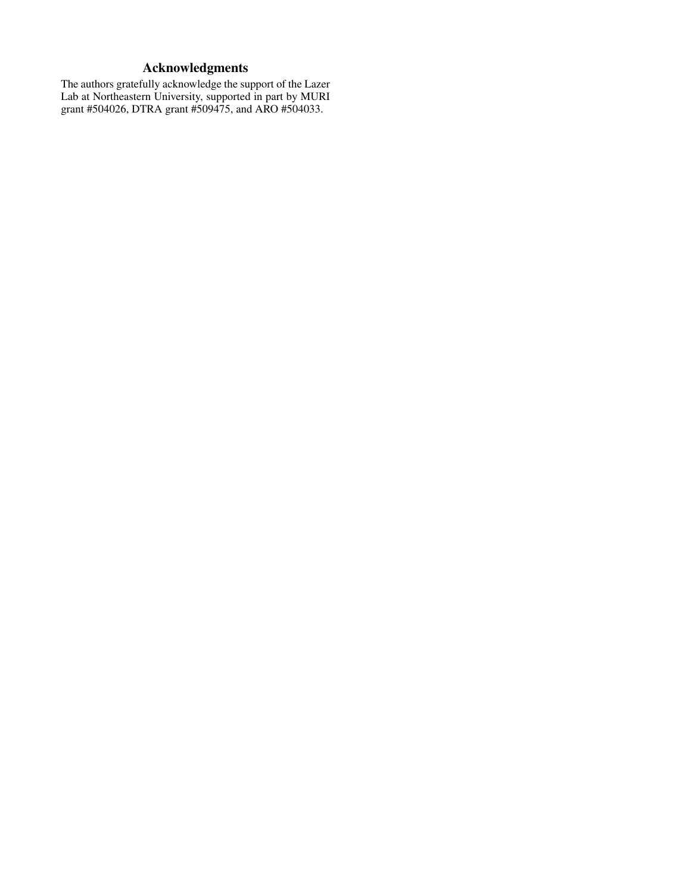## Acknowledgments

The authors gratefully acknowledge the support of the Lazer Lab at Northeastern University, supported in part by MURI grant #504026, DTRA grant #509475, and ARO #504033.